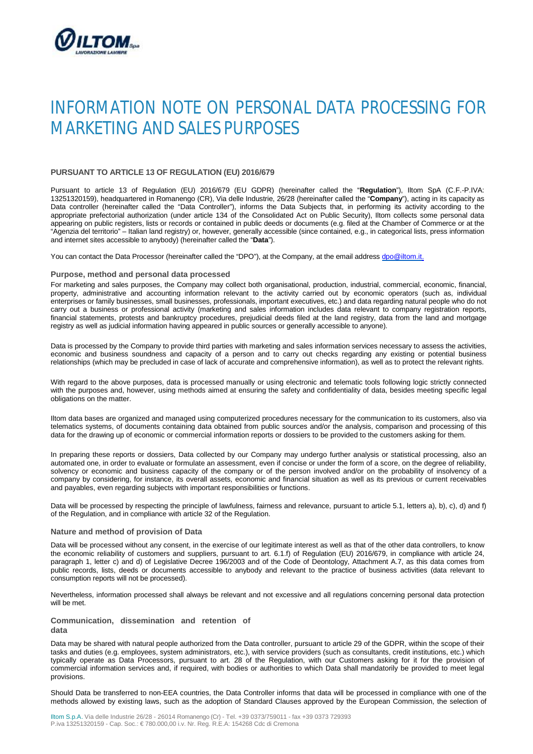# INFORMATION NOTE ON PERSONAL DATA PROCESSING FOR MARKETING AND SALES PURPOSES

## PURSUANT TO ARTICLE 13 OF REGULATION (EU) 2016/679

Pursuant to article 13 of Regulation (EU) 2016/679 (EU GDPR) (hereinafter called the "**Regulation**"), Iltom SpA (C.F.-P.IVA: 13251320159), headquartered in Romanengo (CR), Via delle Industrie, 26/28 (hereinafter called the "**Company**"), acting in its capacity as Data controller (hereinafter called the "Data Controller"), informs the Data Subjects that, in performing its activity according to the appropriate prefectorial authorization (under article 134 of the Consolidated Act on Public Security), Iltom collects some personal data appearing on public registers, lists or records or contained in public deeds or documents (e.g. filed at the Chamber of Commerce or at the "Agenzia del territorio" – Italian land registry) or, however, generally accessible (since contained, e.g., in categorical lists, press information and internet sites accessible to anybody) (hereinafter called the "**Data**").

You can contact the Data Processor (hereinafter called the "DPO"), at the Company, at the email address dpo@iltom.it.

### Purpose, method and personal data processed

For marketing and sales purposes, the Company may collect both organisational, production, industrial, commercial, economic, financial, property, administrative and accounting information relevant to the activity carried out by economic operators (such as, individual enterprises or family businesses, small businesses, professionals, important executives, etc.) and data regarding natural people who do not carry out a business or professional activity (marketing and sales information includes data relevant to company registration reports, financial statements, protests and bankruptcy procedures, prejudicial deeds filed at the land registry, data from the land and mortgage registry as well as judicial information having appeared in public sources or generally accessible to anyone).

Data is processed by the Company to provide third parties with marketing and sales information services necessary to assess the activities, economic and business soundness and capacity of a person and to carry out checks regarding any existing or potential business relationships (which may be precluded in case of lack of accurate and comprehensive information), as well as to protect the relevant rights.

With regard to the above purposes, data is processed manually or using electronic and telematic tools following logic strictly connected with the purposes and, however, using methods aimed at ensuring the safety and confidentiality of data, besides meeting specific legal obligations on the matter.

Iltom data bases are organized and managed using computerized procedures necessary for the communication to its customers, also via telematics systems, of documents containing data obtained from public sources and/or the analysis, comparison and processing of this data for the drawing up of economic or commercial information reports or dossiers to be provided to the customers asking for them.

In preparing these reports or dossiers, Data collected by our Company may undergo further analysis or statistical processing, also an automated one, in order to evaluate or formulate an assessment, even if concise or under the form of a score, on the degree of reliability, solvency or economic and business capacity of the company or of the person involved and/or on the probability of insolvency of a company by considering, for instance, its overall assets, economic and financial situation as well as its previous or current receivables and payables, even regarding subjects with important responsibilities or functions.

Data will be processed by respecting the principle of lawfulness, fairness and relevance, pursuant to article 5.1, letters a), b), c), d) and f) of the Regulation, and in compliance with article 32 of the Regulation.

### Nature and method of provision of Data

Data will be processed without any consent, in the exercise of our legitimate interest as well as that of the other data controllers, to know the economic reliability of customers and suppliers, pursuant to art. 6.1.f) of Regulation (EU) 2016/679, in compliance with article 24, paragraph 1, letter c) and d) of Legislative Decree 196/2003 and of the Code of Deontology, Attachment A.7, as this data comes from public records, lists, deeds or documents accessible to anybody and relevant to the practice of business activities (data relevant to consumption reports will not be processed).

Nevertheless, information processed shall always be relevant and not excessive and all regulations concerning personal data protection will be met.

### Communication, dissemination and retention of data

Data may be shared with natural people authorized from the Data controller, pursuant to article 29 of the GDPR, within the scope of their tasks and duties (e.g. employees, system administrators, etc.), with service providers (such as consultants, credit institutions, etc.) which typically operate as Data Processors, pursuant to art. 28 of the Regulation, with our Customers asking for it for the provision of commercial information services and, if required, with bodies or authorities to which Data shall mandatorily be provided to meet legal provisions.

Should Data be transferred to non-EEA countries, the Data Controller informs that data will be processed in compliance with one of the methods allowed by existing laws, such as the adoption of Standard Clauses approved by the European Commission, the selection of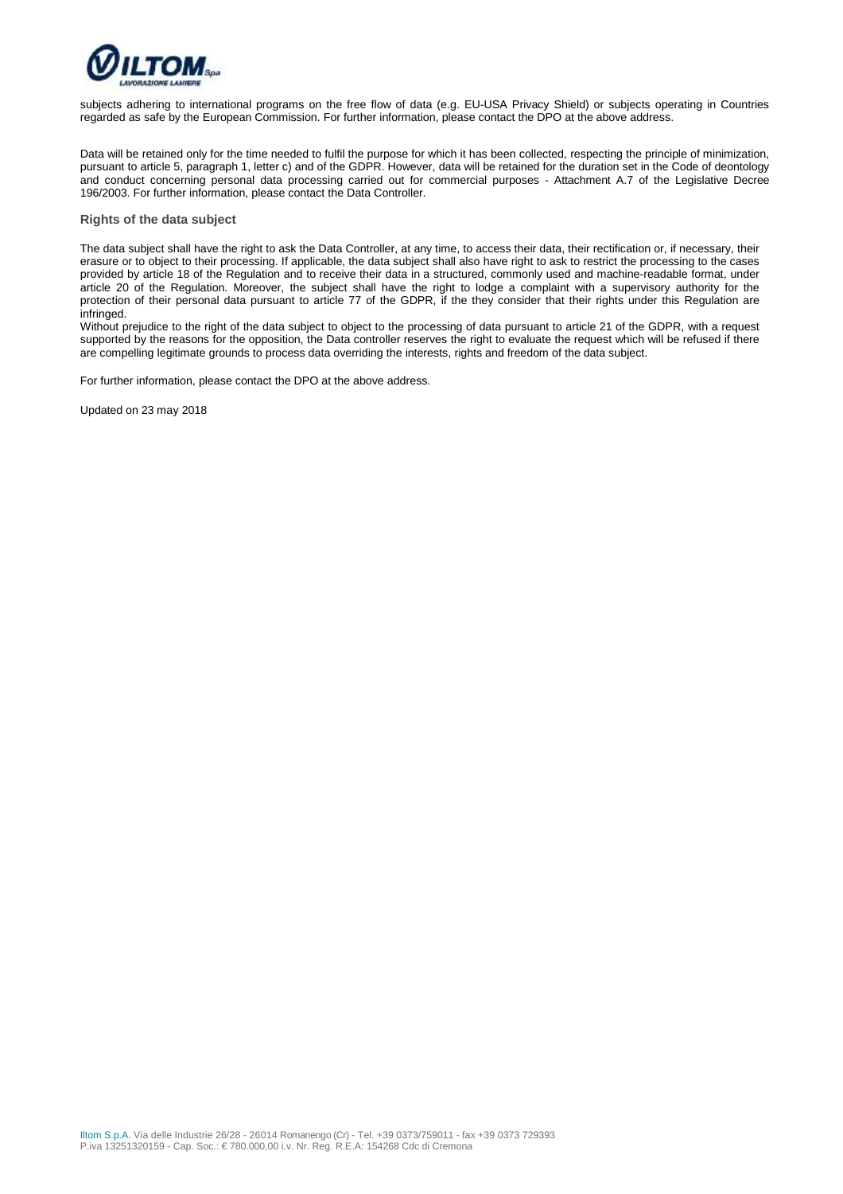subjects adhering to international programs on the free flow of data (e.g. EU-USA Privacy Shield) or subjects operating in Countries regarded as safe by the European Commission. For further information, please contact the DPO at the above address.

Data will be retained only for the time needed to fulfil the purpose for which it has been collected, respecting the principle of minimization, pursuant to article 5, paragraph 1, letter c) and of the GDPR. However, data will be retained for the duration set in the Code of deontology and conduct concerning personal data processing carried out for commercial purposes - Attachment A.7 of the Legislative Decree 196/2003. For further information, please contact the Data Controller.

### Rights of the data subject

The data subject shall have the right to ask the Data Controller, at any time, to access their data, their rectification or, if necessary, their erasure or to object to their processing. If applicable, the data subject shall also have right to ask to restrict the processing to the cases provided by article 18 of the Regulation and to receive their data in a structured, commonly used and machine-readable format, under article 20 of the Regulation. Moreover, the subject shall have the right to lodge a complaint with a supervisory authority for the protection of their personal data pursuant to article 77 of the GDPR, if the they consider that their rights under this Regulation are infringed.
Without prejudice to the right of the data subject to object to the processing of data pursuant to article 21 of the GDPR, with a request supported by the reasons for the opposition, the Data controller reserves the right to evaluate the request which will be refused if there are compelling legitimate grounds to process data overriding the interests, rights and freedom of the data subject.

For further information, please contact the DPO at the above address.

Updated on 23 may 2018